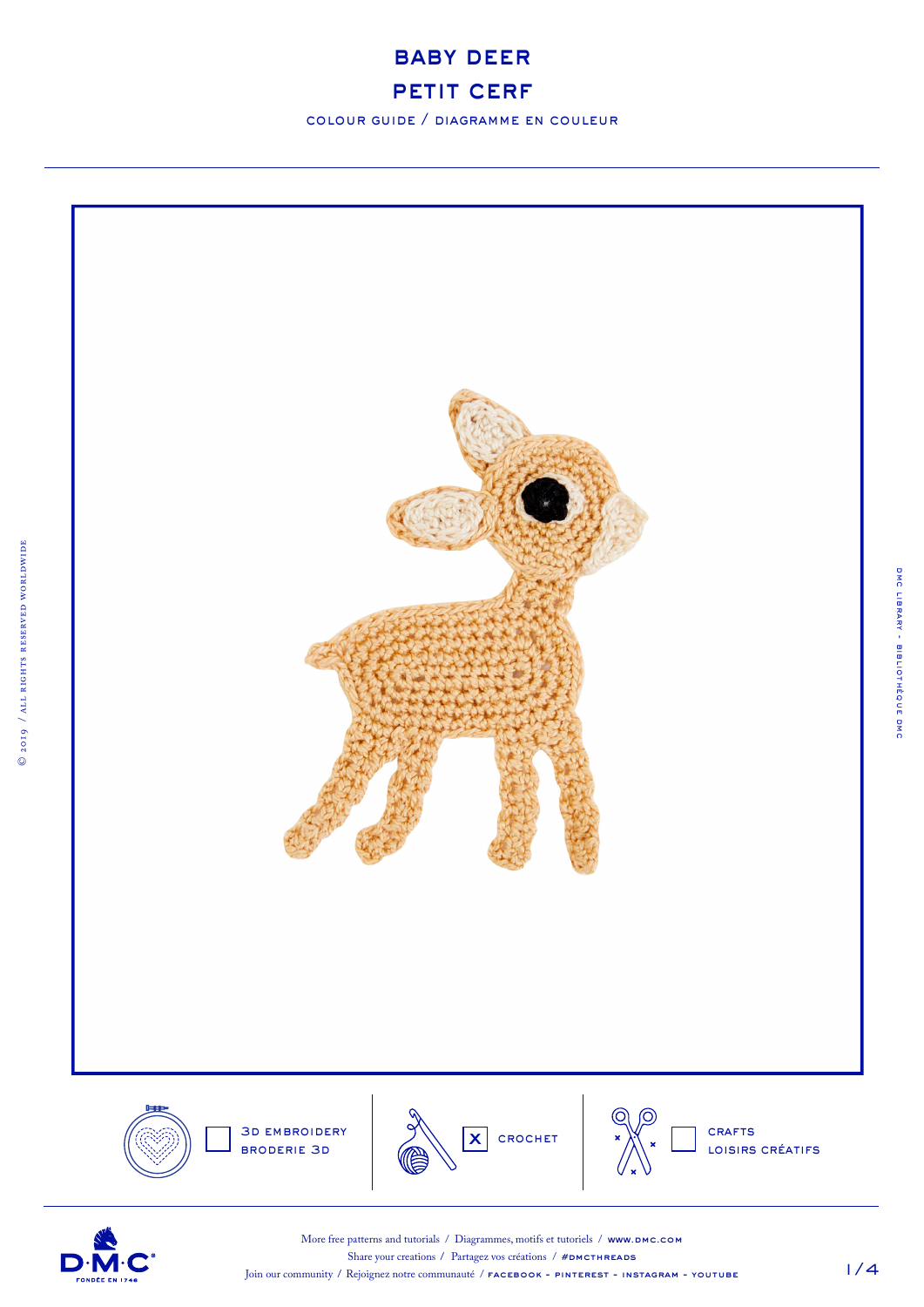# BABY DEER

# PETIT CERF

COLOUR GUIDE / DIAGRAMME EN COULEUR

☐ 3D EMBROIDERY / BRODERIE 3D

☒ CROCHET

☐ CRAFTS / LOISIRS CRÉATIFS

More free patterns and tutorials / Diagrammes, motifs et tutoriels / WWW.DMC.COM

Share your creations / Partagez vos créations / #DMCTHREADS

Join our community / Rejoignez notre communauté / FACEBOOK - PINTEREST - INSTAGRAM - YOUTUBE

© 2019 / ALL RIGHTS RESERVED WORLDWIDE

DMC LIBRARY - BIBLIOTHÈQUE DMC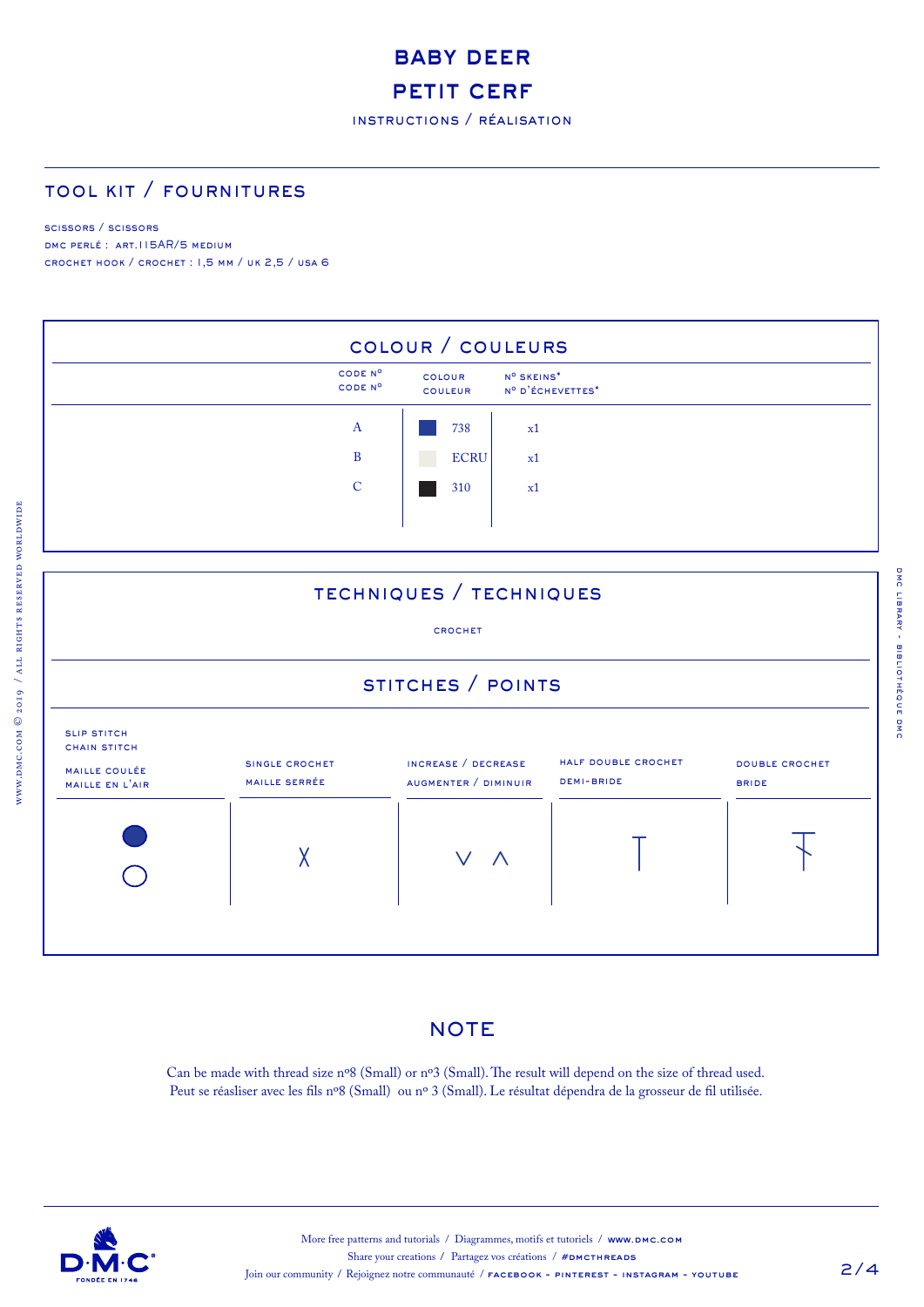# BABY DEER

# PETIT CERF

INSTRUCTIONS / RÉALISATION

## TOOL KIT / FOURNITURES

SCISSORS / SCISSORS
DMC PERLÉ : ART.115AR/5 MEDIUM
CROCHET HOOK / CROCHET : 1,5 MM / UK 2,5 / USA 6

## COLOUR / COULEURS

| CODE N° / CODE N° | COLOUR / COULEUR | N° SKEINS* / N° D'ÉCHEVETTES* |
|---|---|---|
| A | 738 | x1 |
| B | ECRU | x1 |
| C | 310 | x1 |

## TECHNIQUES / TECHNIQUES

CROCHET

## STITCHES / POINTS

| SLIP STITCH / CHAIN STITCH — MAILLE COULÉE / MAILLE EN L'AIR | SINGLE CROCHET / MAILLE SERRÉE | INCREASE / DECREASE — AUGMENTER / DIMINUIR | HALF DOUBLE CROCHET / DEMI-BRIDE | DOUBLE CROCHET / BRIDE |
|---|---|---|---|---|
| ● ○ | X | V Λ | T | ⫪ |

## NOTE

Can be made with thread size nº8 (Small) or nº3 (Small). The result will depend on the size of thread used.
Peut se réasliser avec les fils nº8 (Small) ou nº 3 (Small). Le résultat dépendra de la grosseur de fil utilisée.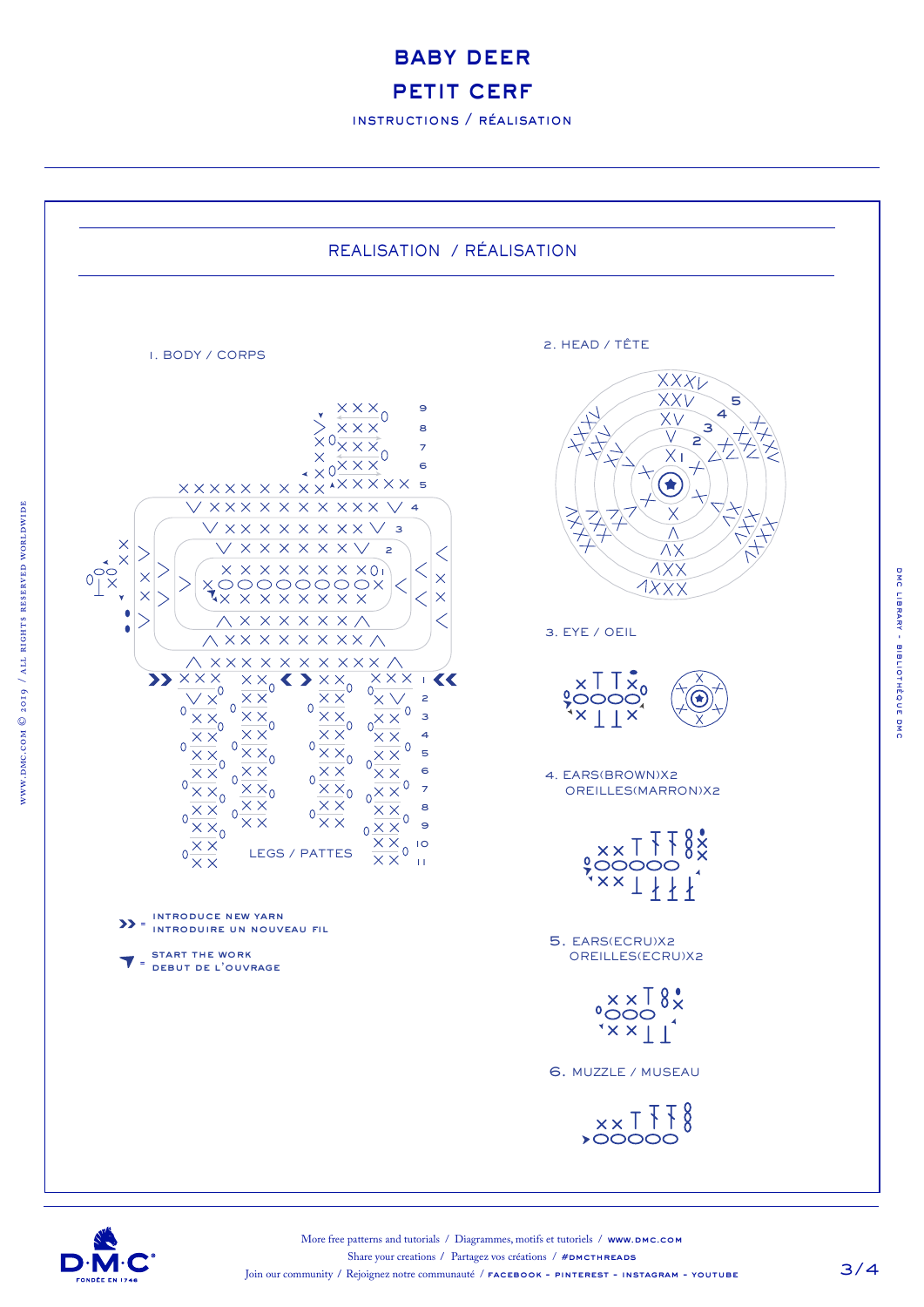# BABY DEER
# PETIT CERF

INSTRUCTIONS / RÉALISATION

## REALISATION / RÉALISATION

### 1. BODY / CORPS

LEGS / PATTES

» = INTRODUCE NEW YARN
INTRODUIRE UN NOUVEAU FIL

= START THE WORK
DEBUT DE L'OUVRAGE

### 2. HEAD / TÊTE

### 3. EYE / OEIL

### 4. EARS(BROWN)X2
OREILLES(MARRON)X2

### 5. EARS(ECRU)X2
OREILLES(ECRU)X2

### 6. MUZZLE / MUSEAU

More free patterns and tutorials / Diagrammes, motifs et tutoriels / www.dmc.com
Share your creations / Partagez vos créations / #DMCTHREADS
Join our community / Rejoignez notre communauté / FACEBOOK - PINTEREST - INSTAGRAM - YOUTUBE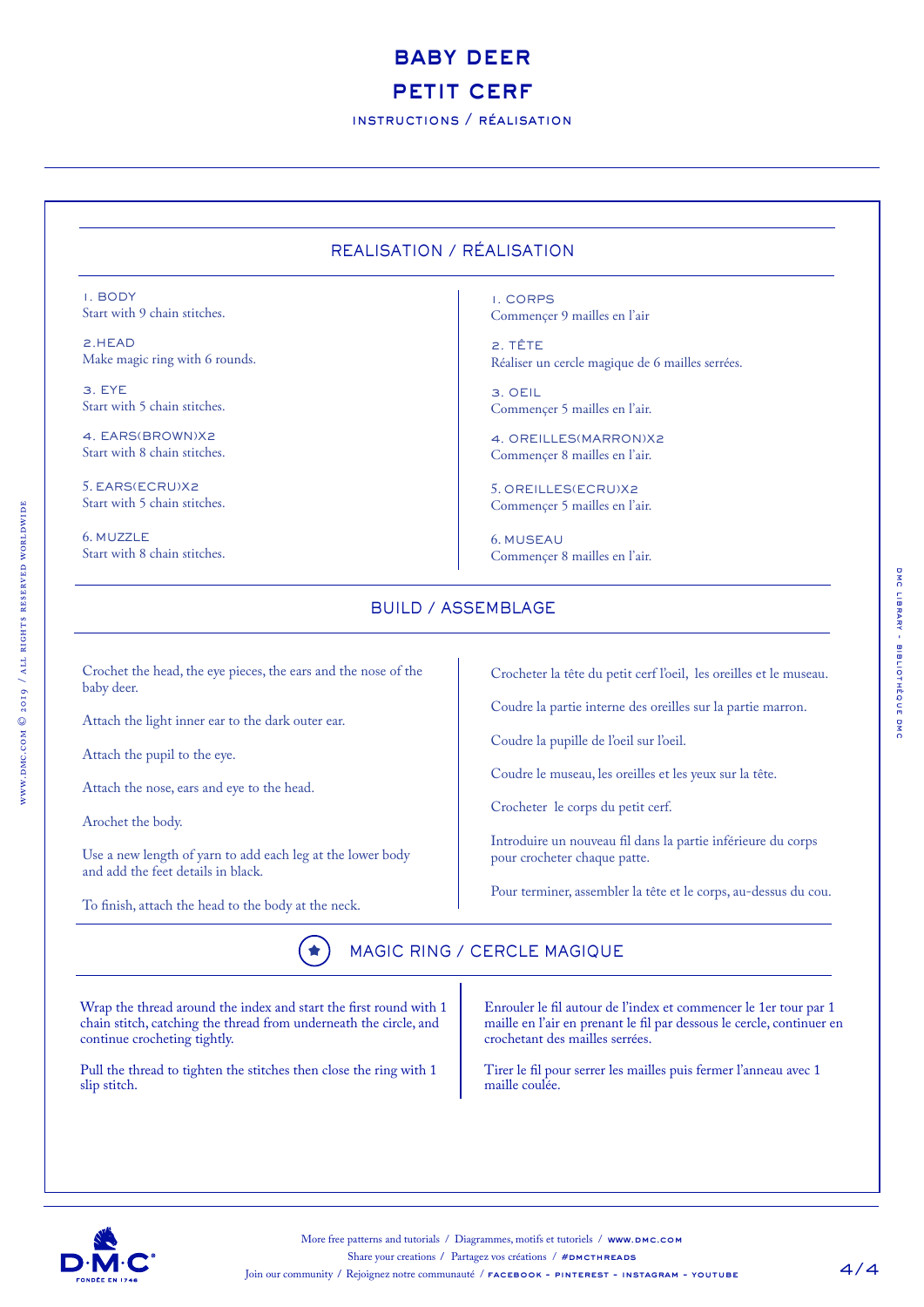# BABY DEER

# PETIT CERF

INSTRUCTIONS / RÉALISATION

## REALISATION / RÉALISATION

1. BODY
Start with 9 chain stitches.

2.HEAD
Make magic ring with 6 rounds.

3. EYE
Start with 5 chain stitches.

4. EARS(BROWN)X2
Start with 8 chain stitches.

5. EARS(ECRU)X2
Start with 5 chain stitches.

6. MUZZLE
Start with 8 chain stitches.

1. CORPS
Commençer 9 mailles en l'air

2. TÊTE
Réaliser un cercle magique de 6 mailles serrées.

3. OEIL
Commençer 5 mailles en l'air.

4. OREILLES(MARRON)X2
Commençer 8 mailles en l'air.

5. OREILLES(ECRU)X2
Commençer 5 mailles en l'air.

6. MUSEAU
Commençer 8 mailles en l'air.

## BUILD / ASSEMBLAGE

Crochet the head, the eye pieces, the ears and the nose of the baby deer.

Attach the light inner ear to the dark outer ear.

Attach the pupil to the eye.

Attach the nose, ears and eye to the head.

Arochet the body.

Use a new length of yarn to add each leg at the lower body and add the feet details in black.

To finish, attach the head to the body at the neck.

Crocheter la tête du petit cerf l'oeil, les oreilles et le museau.

Coudre la partie interne des oreilles sur la partie marron.

Coudre la pupille de l'oeil sur l'oeil.

Coudre le museau, les oreilles et les yeux sur la tête.

Crocheter le corps du petit cerf.

Introduire un nouveau fil dans la partie inférieure du corps pour crocheter chaque patte.

Pour terminer, assembler la tête et le corps, au-dessus du cou.

## MAGIC RING / CERCLE MAGIQUE

Wrap the thread around the index and start the first round with 1 chain stitch, catching the thread from underneath the circle, and continue crocheting tightly.

Pull the thread to tighten the stitches then close the ring with 1 slip stitch.

Enrouler le fil autour de l'index et commencer le 1er tour par 1 maille en l'air en prenant le fil par dessous le cercle, continuer en crochetant des mailles serrées.

Tirer le fil pour serrer les mailles puis fermer l'anneau avec 1 maille coulée.